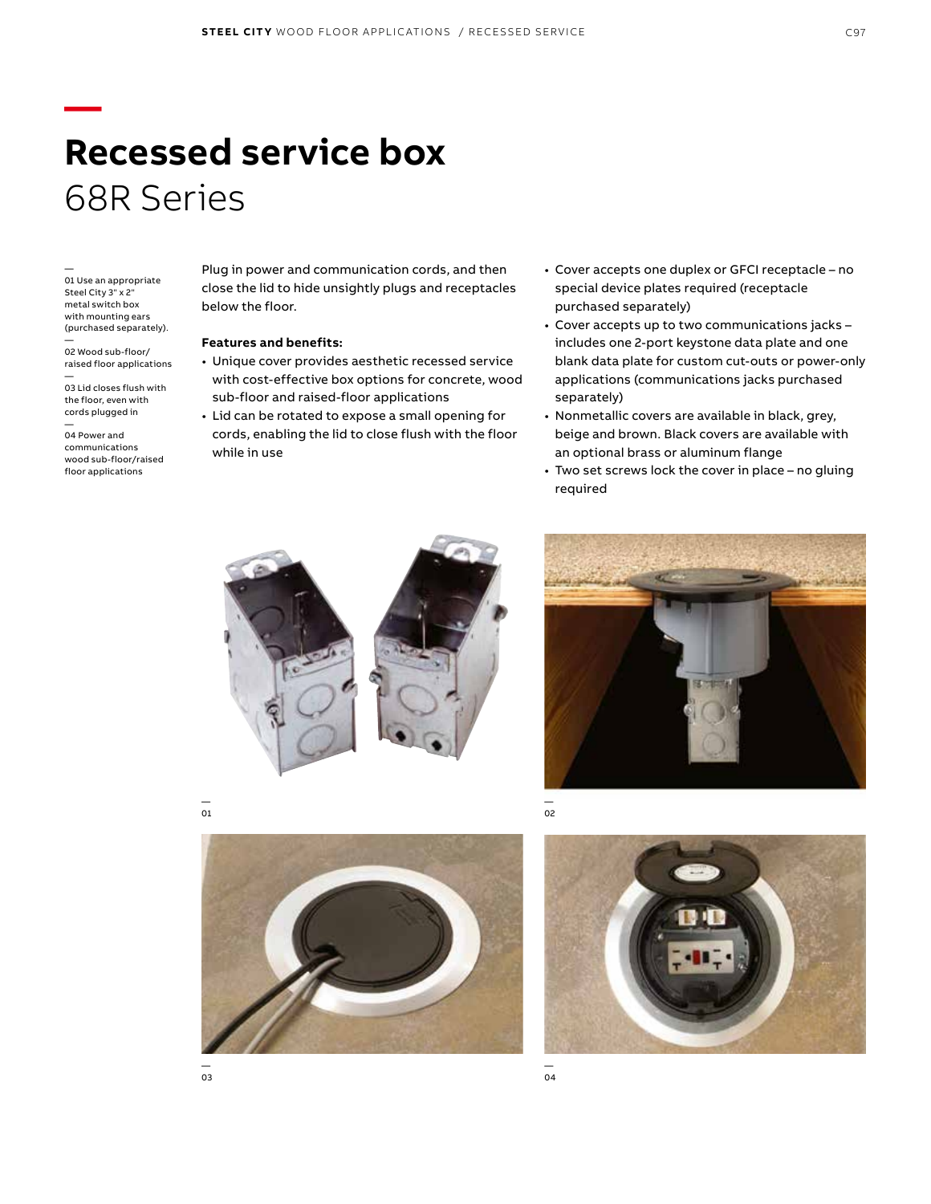# Recessed service box

## 68R Series

01 Use an appropriate Steel City 3" x 2" metal switch box with mounting ears (purchased separately).

02 Wood sub-floor/ raised floor applications

03 Lid closes flush with the floor, even with cords plugged in

04 Power and communications wood sub-floor/raised floor applications

Plug in power and communication cords, and then close the lid to hide unsightly plugs and receptacles below the floor.

**Features and benefits:**

- Unique cover provides aesthetic recessed service with cost-effective box options for concrete, wood sub-floor and raised-floor applications
- Lid can be rotated to expose a small opening for cords, enabling the lid to close flush with the floor while in use
- Cover accepts one duplex or GFCI receptacle – no special device plates required (receptacle purchased separately)
- Cover accepts up to two communications jacks – includes one 2-port keystone data plate and one blank data plate for custom cut-outs or power-only applications (communications jacks purchased separately)
- Nonmetallic covers are available in black, grey, beige and brown. Black covers are available with an optional brass or aluminum flange
- Two set screws lock the cover in place – no gluing required

01

02

03

04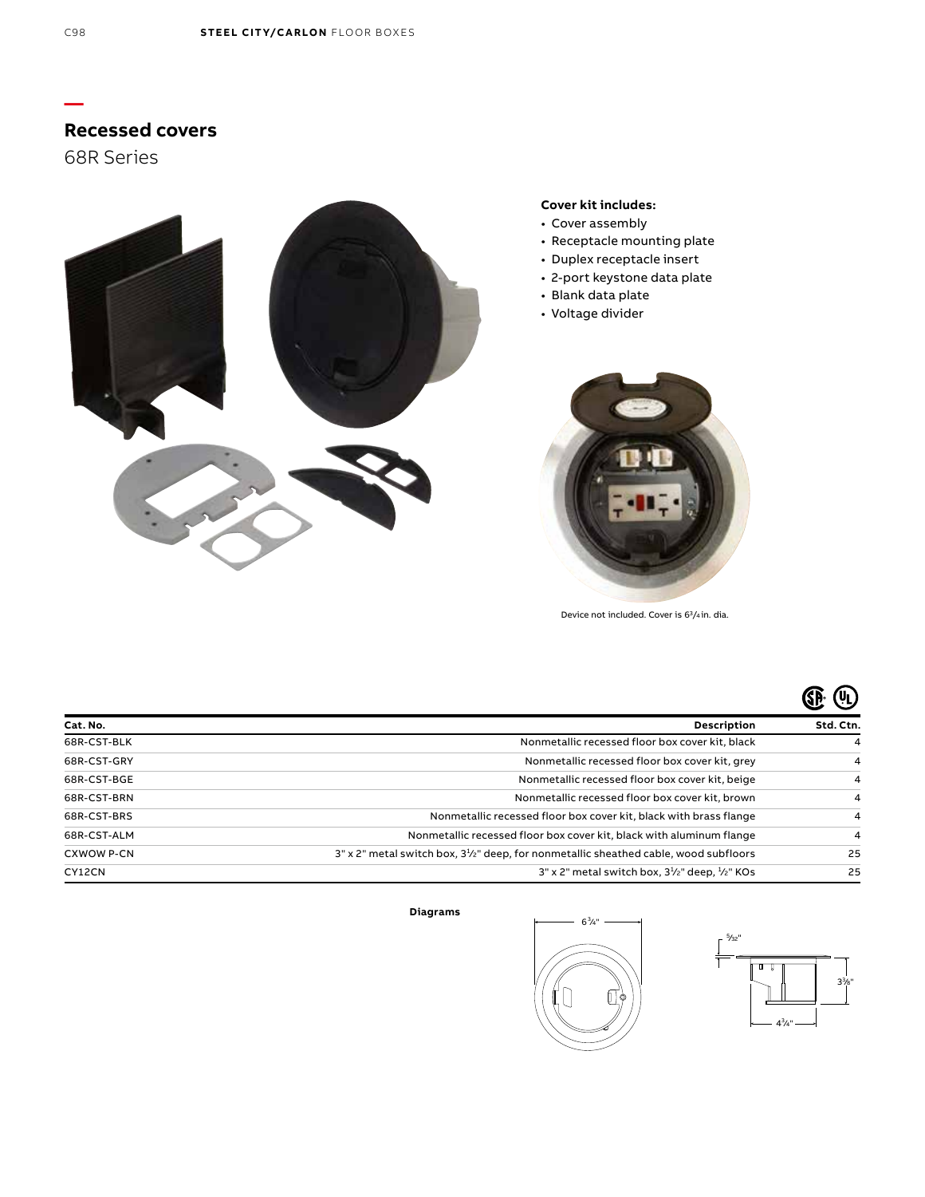# Recessed covers

## 68R Series

**Cover kit includes:**

- Cover assembly
- Receptacle mounting plate
- Duplex receptacle insert
- 2-port keystone data plate
- Blank data plate
- Voltage divider

Device not included. Cover is 6¾ in. dia.

| Cat. No. | Description | Std. Ctn. |
|---|---|---|
| 68R-CST-BLK | Nonmetallic recessed floor box cover kit, black | 4 |
| 68R-CST-GRY | Nonmetallic recessed floor box cover kit, grey | 4 |
| 68R-CST-BGE | Nonmetallic recessed floor box cover kit, beige | 4 |
| 68R-CST-BRN | Nonmetallic recessed floor box cover kit, brown | 4 |
| 68R-CST-BRS | Nonmetallic recessed floor box cover kit, black with brass flange | 4 |
| 68R-CST-ALM | Nonmetallic recessed floor box cover kit, black with aluminum flange | 4 |
| CXWOW P-CN | 3" x 2" metal switch box, 3½" deep, for nonmetallic sheathed cable, wood subfloors | 25 |
| CY12CN | 3" x 2" metal switch box, 3½" deep, ½" KOs | 25 |

**Diagrams**

6¾"

5/32"

3⅜"

4¾"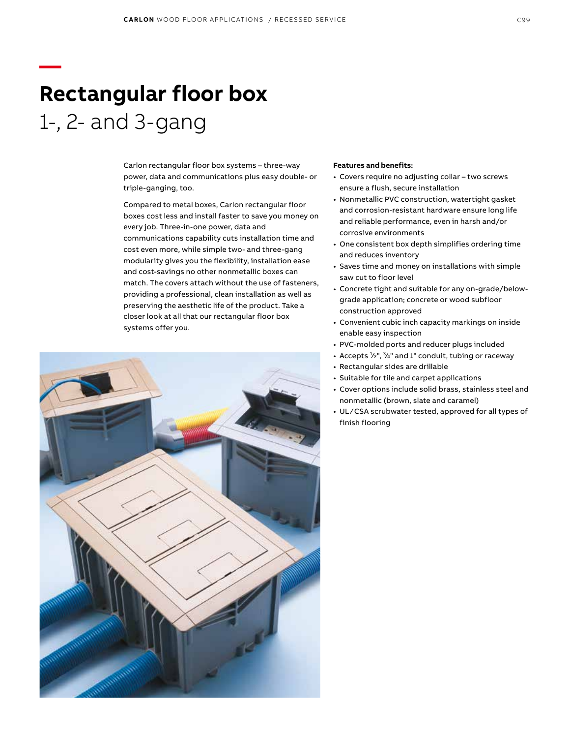# Rectangular floor box

## 1-, 2- and 3-gang

Carlon rectangular floor box systems – three-way power, data and communications plus easy double- or triple-ganging, too.

Compared to metal boxes, Carlon rectangular floor boxes cost less and install faster to save you money on every job. Three-in-one power, data and communications capability cuts installation time and cost even more, while simple two- and three-gang modularity gives you the flexibility, installation ease and cost-savings no other nonmetallic boxes can match. The covers attach without the use of fasteners, providing a professional, clean installation as well as preserving the aesthetic life of the product. Take a closer look at all that our rectangular floor box systems offer you.

**Features and benefits:**

- Covers require no adjusting collar – two screws ensure a flush, secure installation
- Nonmetallic PVC construction, watertight gasket and corrosion-resistant hardware ensure long life and reliable performance, even in harsh and/or corrosive environments
- One consistent box depth simplifies ordering time and reduces inventory
- Saves time and money on installations with simple saw cut to floor level
- Concrete tight and suitable for any on-grade/below-grade application; concrete or wood subfloor construction approved
- Convenient cubic inch capacity markings on inside enable easy inspection
- PVC-molded ports and reducer plugs included
- Accepts ½", ¾" and 1" conduit, tubing or raceway
- Rectangular sides are drillable
- Suitable for tile and carpet applications
- Cover options include solid brass, stainless steel and nonmetallic (brown, slate and caramel)
- UL/CSA scrubwater tested, approved for all types of finish flooring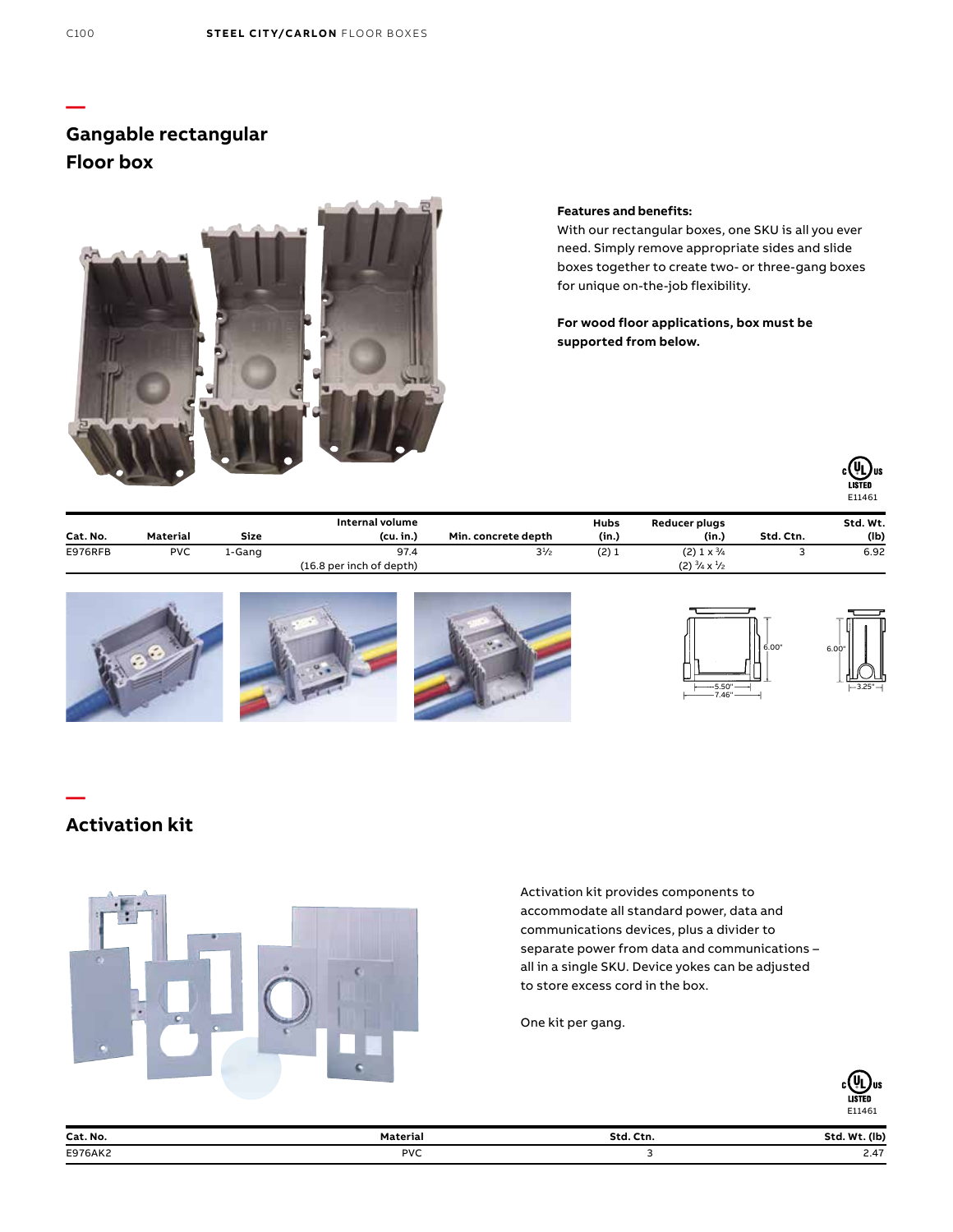## Gangable rectangular Floor box

**Features and benefits:**

With our rectangular boxes, one SKU is all you ever need. Simply remove appropriate sides and slide boxes together to create two- or three-gang boxes for unique on-the-job flexibility.

**For wood floor applications, box must be supported from below.**

cULus LISTED E11461

| Cat. No. | Material | Size | Internal volume (cu. in.) | Min. concrete depth | Hubs (in.) | Reducer plugs (in.) | Std. Ctn. | Std. Wt. (lb) |
|---|---|---|---|---|---|---|---|---|
| E976RFB | PVC | 1-Gang | 97.4<br>(16.8 per inch of depth) | 3½ | (2) 1 | (2) 1 x ¾<br>(2) ¾ x ½ | 3 | 6.92 |

6.00"
5.50"
7.46"
6.00"
3.25"

## Activation kit

Activation kit provides components to accommodate all standard power, data and communications devices, plus a divider to separate power from data and communications – all in a single SKU. Device yokes can be adjusted to store excess cord in the box.

One kit per gang.

cULus LISTED E11461

| Cat. No. | Material | Std. Ctn. | Std. Wt. (lb) |
|---|---|---|---|
| E976AK2 | PVC | 3 | 2.47 |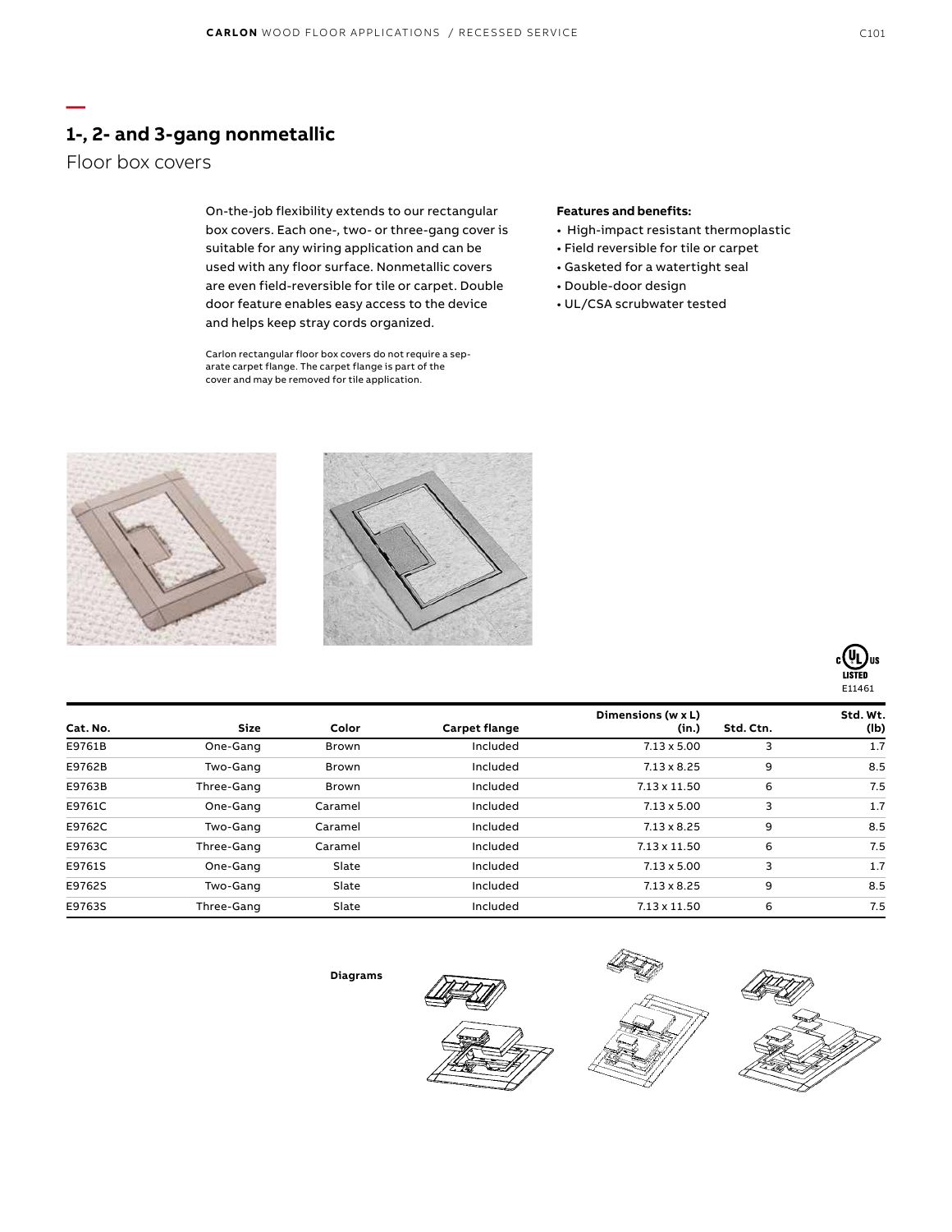## 1-, 2- and 3-gang nonmetallic

Floor box covers

On-the-job flexibility extends to our rectangular box covers. Each one-, two- or three-gang cover is suitable for any wiring application and can be used with any floor surface. Nonmetallic covers are even field-reversible for tile or carpet. Double door feature enables easy access to the device and helps keep stray cords organized.

Carlon rectangular floor box covers do not require a separate carpet flange. The carpet flange is part of the cover and may be removed for tile application.

**Features and benefits:**

- High-impact resistant thermoplastic
- Field reversible for tile or carpet
- Gasketed for a watertight seal
- Double-door design
- UL/CSA scrubwater tested

c UL us LISTED E11461

| Cat. No. | Size | Color | Carpet flange | Dimensions (w x L) (in.) | Std. Ctn. | Std. Wt. (lb) |
|---|---|---|---|---|---|---|
| E9761B | One-Gang | Brown | Included | 7.13 x 5.00 | 3 | 1.7 |
| E9762B | Two-Gang | Brown | Included | 7.13 x 8.25 | 9 | 8.5 |
| E9763B | Three-Gang | Brown | Included | 7.13 x 11.50 | 6 | 7.5 |
| E9761C | One-Gang | Caramel | Included | 7.13 x 5.00 | 3 | 1.7 |
| E9762C | Two-Gang | Caramel | Included | 7.13 x 8.25 | 9 | 8.5 |
| E9763C | Three-Gang | Caramel | Included | 7.13 x 11.50 | 6 | 7.5 |
| E9761S | One-Gang | Slate | Included | 7.13 x 5.00 | 3 | 1.7 |
| E9762S | Two-Gang | Slate | Included | 7.13 x 8.25 | 9 | 8.5 |
| E9763S | Three-Gang | Slate | Included | 7.13 x 11.50 | 6 | 7.5 |

**Diagrams**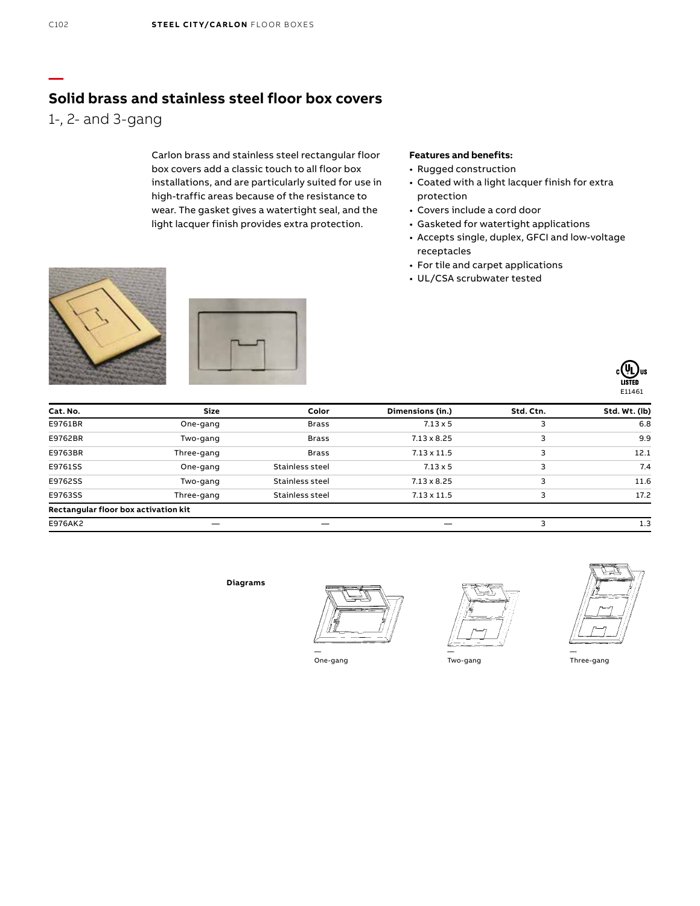## Solid brass and stainless steel floor box covers

1-, 2- and 3-gang

Carlon brass and stainless steel rectangular floor box covers add a classic touch to all floor box installations, and are particularly suited for use in high-traffic areas because of the resistance to wear. The gasket gives a watertight seal, and the light lacquer finish provides extra protection.

**Features and benefits:**

- Rugged construction
- Coated with a light lacquer finish for extra protection
- Covers include a cord door
- Gasketed for watertight applications
- Accepts single, duplex, GFCI and low-voltage receptacles
- For tile and carpet applications
- UL/CSA scrubwater tested

cULus LISTED E11461

| Cat. No. | Size | Color | Dimensions (in.) | Std. Ctn. | Std. Wt. (lb) |
|---|---|---|---|---|---|
| E9761BR | One-gang | Brass | 7.13 x 5 | 3 | 6.8 |
| E9762BR | Two-gang | Brass | 7.13 x 8.25 | 3 | 9.9 |
| E9763BR | Three-gang | Brass | 7.13 x 11.5 | 3 | 12.1 |
| E9761SS | One-gang | Stainless steel | 7.13 x 5 | 3 | 7.4 |
| E9762SS | Two-gang | Stainless steel | 7.13 x 8.25 | 3 | 11.6 |
| E9763SS | Three-gang | Stainless steel | 7.13 x 11.5 | 3 | 17.2 |
| **Rectangular floor box activation kit** | | | | | |
| E976AK2 | — | — | — | 3 | 1.3 |

**Diagrams**

One-gang

Two-gang

Three-gang